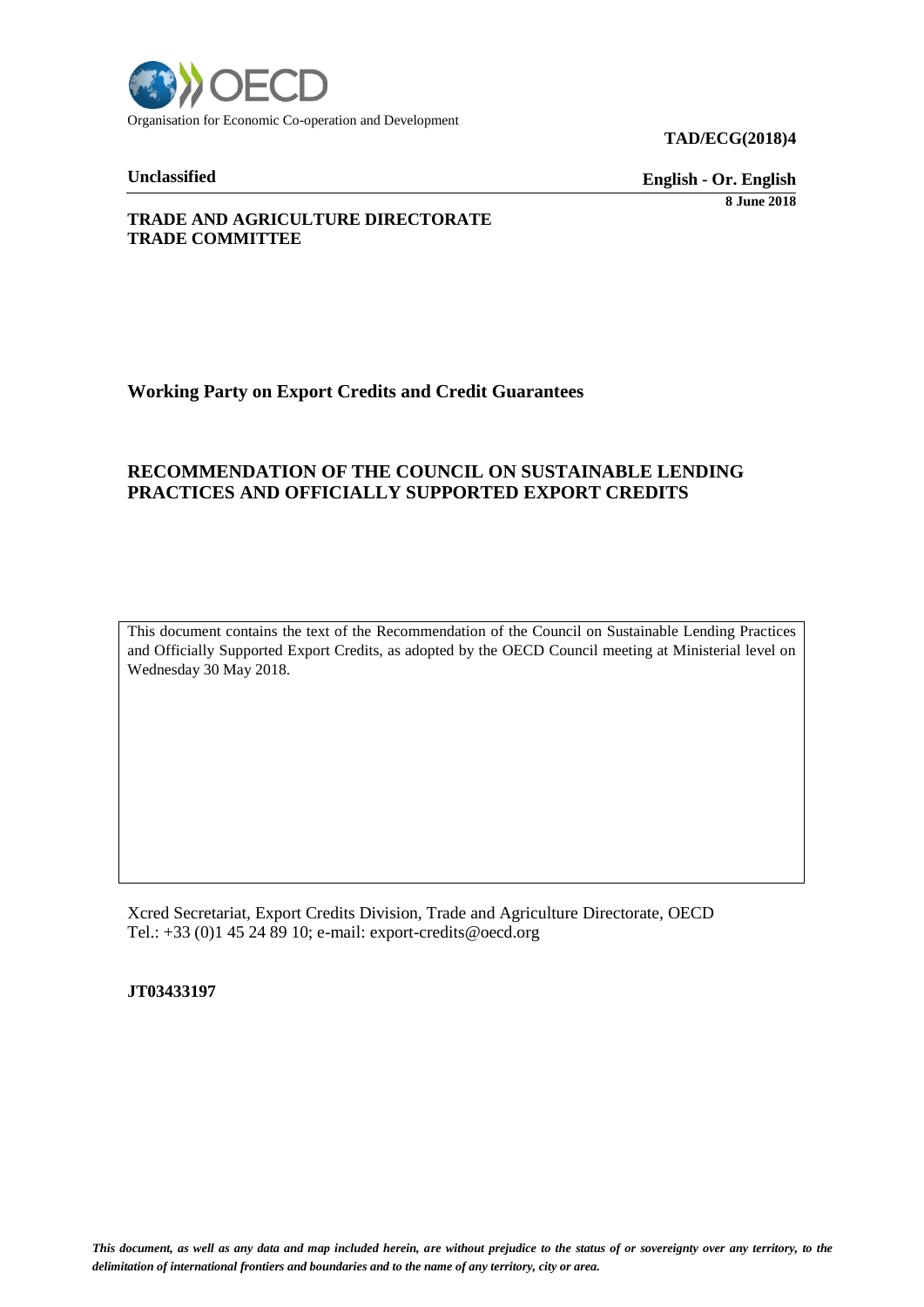Organisation for Economic Co-operation and Development

**TAD/ECG(2018)4**

**Unclassified**

**English - Or. English**

**8 June 2018**

**TRADE AND AGRICULTURE DIRECTORATE**
**TRADE COMMITTEE**

**Working Party on Export Credits and Credit Guarantees**

## RECOMMENDATION OF THE COUNCIL ON SUSTAINABLE LENDING PRACTICES AND OFFICIALLY SUPPORTED EXPORT CREDITS

This document contains the text of the Recommendation of the Council on Sustainable Lending Practices and Officially Supported Export Credits, as adopted by the OECD Council meeting at Ministerial level on Wednesday 30 May 2018.

Xcred Secretariat, Export Credits Division, Trade and Agriculture Directorate, OECD
Tel.: +33 (0)1 45 24 89 10; e-mail: export-credits@oecd.org

**JT03433197**

***This document, as well as any data and map included herein, are without prejudice to the status of or sovereignty over any territory, to the delimitation of international frontiers and boundaries and to the name of any territory, city or area.***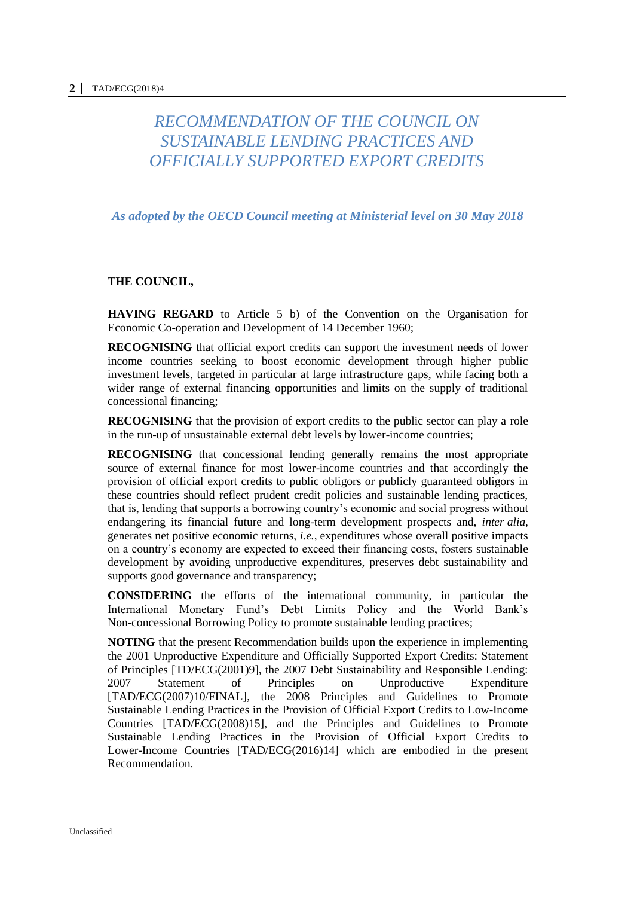# *RECOMMENDATION OF THE COUNCIL ON SUSTAINABLE LENDING PRACTICES AND OFFICIALLY SUPPORTED EXPORT CREDITS*

***As adopted by the OECD Council meeting at Ministerial level on 30 May 2018***

**THE COUNCIL,**

**HAVING REGARD** to Article 5 b) of the Convention on the Organisation for Economic Co-operation and Development of 14 December 1960;

**RECOGNISING** that official export credits can support the investment needs of lower income countries seeking to boost economic development through higher public investment levels, targeted in particular at large infrastructure gaps, while facing both a wider range of external financing opportunities and limits on the supply of traditional concessional financing;

**RECOGNISING** that the provision of export credits to the public sector can play a role in the run-up of unsustainable external debt levels by lower-income countries;

**RECOGNISING** that concessional lending generally remains the most appropriate source of external finance for most lower-income countries and that accordingly the provision of official export credits to public obligors or publicly guaranteed obligors in these countries should reflect prudent credit policies and sustainable lending practices, that is, lending that supports a borrowing country's economic and social progress without endangering its financial future and long-term development prospects and, *inter alia*, generates net positive economic returns, *i.e.*, expenditures whose overall positive impacts on a country's economy are expected to exceed their financing costs, fosters sustainable development by avoiding unproductive expenditures, preserves debt sustainability and supports good governance and transparency;

**CONSIDERING** the efforts of the international community, in particular the International Monetary Fund's Debt Limits Policy and the World Bank's Non-concessional Borrowing Policy to promote sustainable lending practices;

**NOTING** that the present Recommendation builds upon the experience in implementing the 2001 Unproductive Expenditure and Officially Supported Export Credits: Statement of Principles [TD/ECG(2001)9], the 2007 Debt Sustainability and Responsible Lending: 2007 Statement of Principles on Unproductive Expenditure [TAD/ECG(2007)10/FINAL], the 2008 Principles and Guidelines to Promote Sustainable Lending Practices in the Provision of Official Export Credits to Low-Income Countries [TAD/ECG(2008)15], and the Principles and Guidelines to Promote Sustainable Lending Practices in the Provision of Official Export Credits to Lower-Income Countries [TAD/ECG(2016)14] which are embodied in the present Recommendation.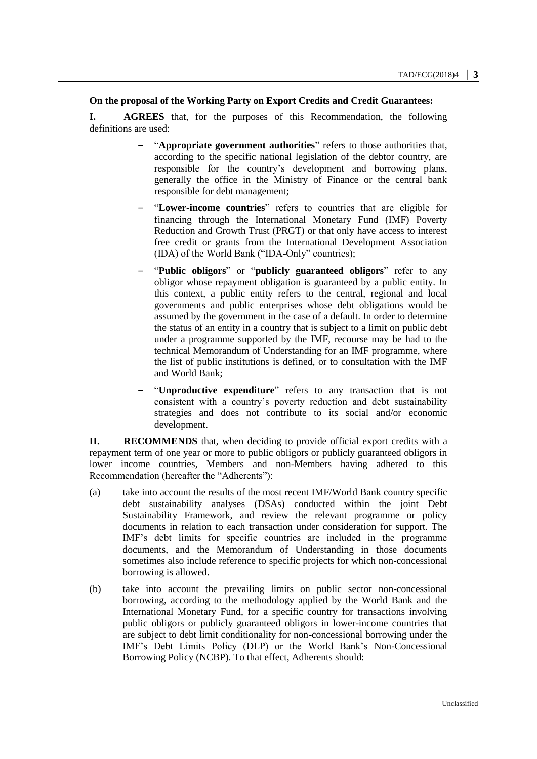**On the proposal of the Working Party on Export Credits and Credit Guarantees:**

**I. AGREES** that, for the purposes of this Recommendation, the following definitions are used:

- "**Appropriate government authorities**" refers to those authorities that, according to the specific national legislation of the debtor country, are responsible for the country's development and borrowing plans, generally the office in the Ministry of Finance or the central bank responsible for debt management;
- "**Lower-income countries**" refers to countries that are eligible for financing through the International Monetary Fund (IMF) Poverty Reduction and Growth Trust (PRGT) or that only have access to interest free credit or grants from the International Development Association (IDA) of the World Bank ("IDA-Only" countries);
- "**Public obligors**" or "**publicly guaranteed obligors**" refer to any obligor whose repayment obligation is guaranteed by a public entity. In this context, a public entity refers to the central, regional and local governments and public enterprises whose debt obligations would be assumed by the government in the case of a default. In order to determine the status of an entity in a country that is subject to a limit on public debt under a programme supported by the IMF, recourse may be had to the technical Memorandum of Understanding for an IMF programme, where the list of public institutions is defined, or to consultation with the IMF and World Bank;
- "**Unproductive expenditure**" refers to any transaction that is not consistent with a country's poverty reduction and debt sustainability strategies and does not contribute to its social and/or economic development.

**II. RECOMMENDS** that, when deciding to provide official export credits with a repayment term of one year or more to public obligors or publicly guaranteed obligors in lower income countries, Members and non-Members having adhered to this Recommendation (hereafter the "Adherents"):

(a) take into account the results of the most recent IMF/World Bank country specific debt sustainability analyses (DSAs) conducted within the joint Debt Sustainability Framework, and review the relevant programme or policy documents in relation to each transaction under consideration for support. The IMF's debt limits for specific countries are included in the programme documents, and the Memorandum of Understanding in those documents sometimes also include reference to specific projects for which non-concessional borrowing is allowed.

(b) take into account the prevailing limits on public sector non-concessional borrowing, according to the methodology applied by the World Bank and the International Monetary Fund, for a specific country for transactions involving public obligors or publicly guaranteed obligors in lower-income countries that are subject to debt limit conditionality for non-concessional borrowing under the IMF's Debt Limits Policy (DLP) or the World Bank's Non-Concessional Borrowing Policy (NCBP). To that effect, Adherents should: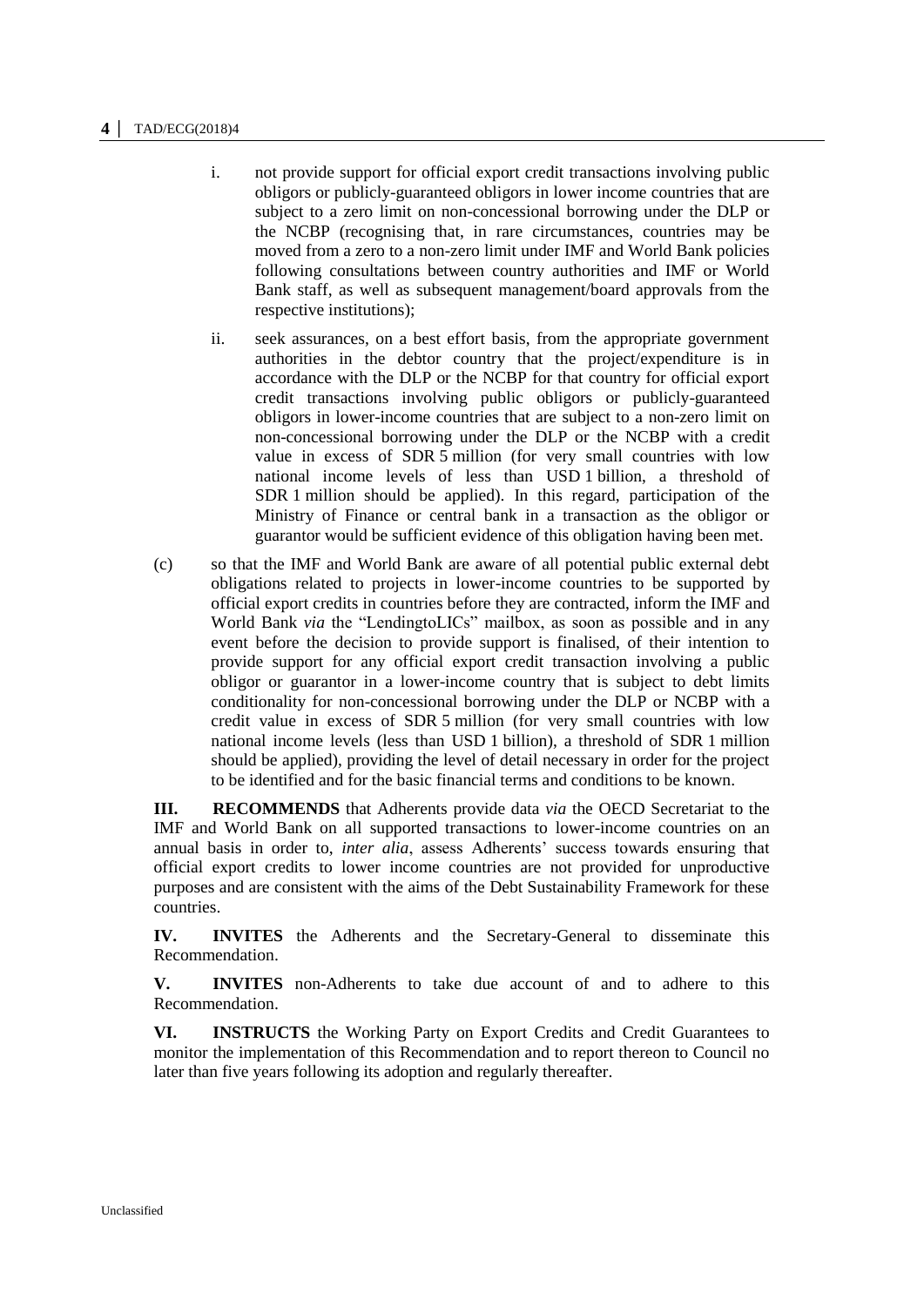i. not provide support for official export credit transactions involving public obligors or publicly-guaranteed obligors in lower income countries that are subject to a zero limit on non-concessional borrowing under the DLP or the NCBP (recognising that, in rare circumstances, countries may be moved from a zero to a non-zero limit under IMF and World Bank policies following consultations between country authorities and IMF or World Bank staff, as well as subsequent management/board approvals from the respective institutions);

ii. seek assurances, on a best effort basis, from the appropriate government authorities in the debtor country that the project/expenditure is in accordance with the DLP or the NCBP for that country for official export credit transactions involving public obligors or publicly-guaranteed obligors in lower-income countries that are subject to a non-zero limit on non-concessional borrowing under the DLP or the NCBP with a credit value in excess of SDR 5 million (for very small countries with low national income levels of less than USD 1 billion, a threshold of SDR 1 million should be applied). In this regard, participation of the Ministry of Finance or central bank in a transaction as the obligor or guarantor would be sufficient evidence of this obligation having been met.

(c) so that the IMF and World Bank are aware of all potential public external debt obligations related to projects in lower-income countries to be supported by official export credits in countries before they are contracted, inform the IMF and World Bank *via* the "LendingtoLICs" mailbox, as soon as possible and in any event before the decision to provide support is finalised, of their intention to provide support for any official export credit transaction involving a public obligor or guarantor in a lower-income country that is subject to debt limits conditionality for non-concessional borrowing under the DLP or NCBP with a credit value in excess of SDR 5 million (for very small countries with low national income levels (less than USD 1 billion), a threshold of SDR 1 million should be applied), providing the level of detail necessary in order for the project to be identified and for the basic financial terms and conditions to be known.

**III. RECOMMENDS** that Adherents provide data *via* the OECD Secretariat to the IMF and World Bank on all supported transactions to lower-income countries on an annual basis in order to, *inter alia*, assess Adherents' success towards ensuring that official export credits to lower income countries are not provided for unproductive purposes and are consistent with the aims of the Debt Sustainability Framework for these countries.

**IV. INVITES** the Adherents and the Secretary-General to disseminate this Recommendation.

**V. INVITES** non-Adherents to take due account of and to adhere to this Recommendation.

**VI. INSTRUCTS** the Working Party on Export Credits and Credit Guarantees to monitor the implementation of this Recommendation and to report thereon to Council no later than five years following its adoption and regularly thereafter.